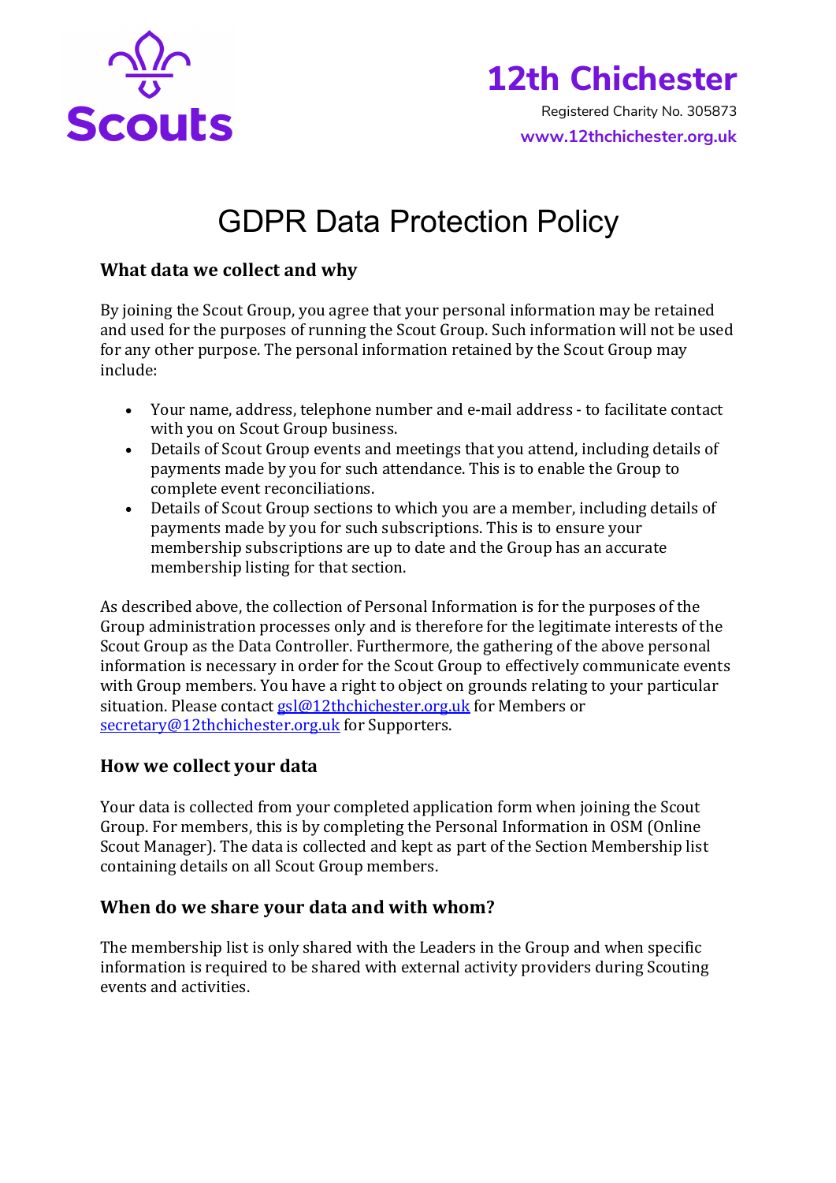Scouts

**12th Chichester**

Registered Charity No. 305873

**www.12thchichester.org.uk**

# GDPR Data Protection Policy

## What data we collect and why

By joining the Scout Group, you agree that your personal information may be retained and used for the purposes of running the Scout Group. Such information will not be used for any other purpose. The personal information retained by the Scout Group may include:

- Your name, address, telephone number and e-mail address - to facilitate contact with you on Scout Group business.
- Details of Scout Group events and meetings that you attend, including details of payments made by you for such attendance. This is to enable the Group to complete event reconciliations.
- Details of Scout Group sections to which you are a member, including details of payments made by you for such subscriptions. This is to ensure your membership subscriptions are up to date and the Group has an accurate membership listing for that section.

As described above, the collection of Personal Information is for the purposes of the Group administration processes only and is therefore for the legitimate interests of the Scout Group as the Data Controller. Furthermore, the gathering of the above personal information is necessary in order for the Scout Group to effectively communicate events with Group members. You have a right to object on grounds relating to your particular situation. Please contact gsl@12thchichester.org.uk for Members or secretary@12thchichester.org.uk for Supporters.

## How we collect your data

Your data is collected from your completed application form when joining the Scout Group. For members, this is by completing the Personal Information in OSM (Online Scout Manager). The data is collected and kept as part of the Section Membership list containing details on all Scout Group members.

## When do we share your data and with whom?

The membership list is only shared with the Leaders in the Group and when specific information is required to be shared with external activity providers during Scouting events and activities.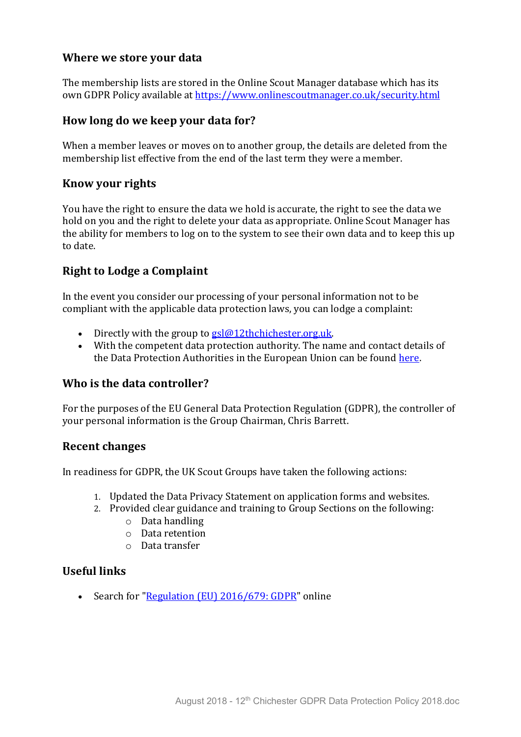### Where we store your data

The membership lists are stored in the Online Scout Manager database which has its own GDPR Policy available at https://www.onlinescoutmanager.co.uk/security.html

### How long do we keep your data for?

When a member leaves or moves on to another group, the details are deleted from the membership list effective from the end of the last term they were a member.

### Know your rights

You have the right to ensure the data we hold is accurate, the right to see the data we hold on you and the right to delete your data as appropriate. Online Scout Manager has the ability for members to log on to the system to see their own data and to keep this up to date.

### Right to Lodge a Complaint

In the event you consider our processing of your personal information not to be compliant with the applicable data protection laws, you can lodge a complaint:

- Directly with the group to gsl@12thchichester.org.uk.
- With the competent data protection authority. The name and contact details of the Data Protection Authorities in the European Union can be found here.

### Who is the data controller?

For the purposes of the EU General Data Protection Regulation (GDPR), the controller of your personal information is the Group Chairman, Chris Barrett.

### Recent changes

In readiness for GDPR, the UK Scout Groups have taken the following actions:

1. Updated the Data Privacy Statement on application forms and websites.
2. Provided clear guidance and training to Group Sections on the following:
   - Data handling
   - Data retention
   - Data transfer

### Useful links

- Search for "Regulation (EU) 2016/679: GDPR" online